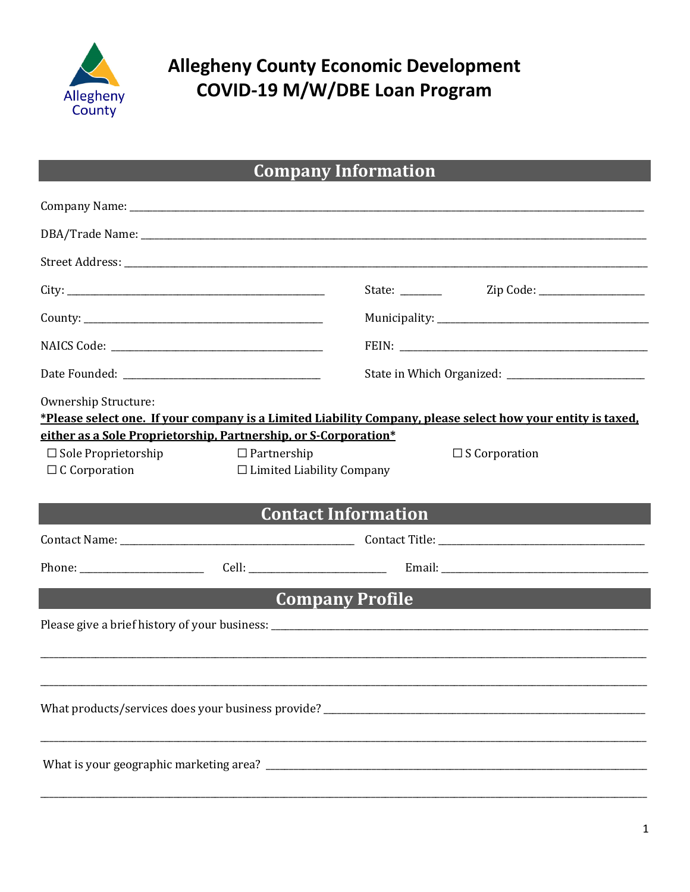Allegheny County

# Allegheny County Economic Development
# COVID-19 M/W/DBE Loan Program

## Company Information

Company Name: ______________________________________________

DBA/Trade Name: ______________________________________________

Street Address: ______________________________________________

City: ______________________ State: ______ Zip Code: ______________

County: ______________________ Municipality: ______________________

NAICS Code: ______________________ FEIN: ______________________

Date Founded: ______________________ State in Which Organized: ______________________

Ownership Structure:

**<u>*Please select one. If your company is a Limited Liability Company, please select how your entity is taxed, either as a Sole Proprietorship, Partnership, or S-Corporation*</u>**

☐ Sole Proprietorship ☐ Partnership ☐ S Corporation

☐ C Corporation ☐ Limited Liability Company

## Contact Information

Contact Name: ______________________ Contact Title: ______________________

Phone: ______________ Cell: ______________ Email: ______________________

## Company Profile

Please give a brief history of your business: ______________________________________________

______________________________________________

______________________________________________

What products/services does your business provide? ______________________________________________

______________________________________________

What is your geographic marketing area? ______________________________________________

______________________________________________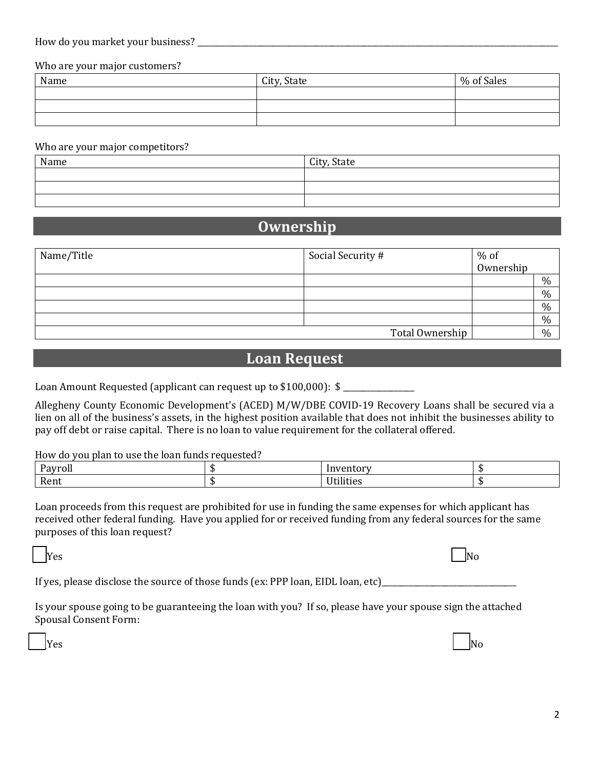How do you market your business? ____________________________________________________________

Who are your major customers?

| Name | City, State | % of Sales |
|---|---|---|
| | | |
| | | |
| | | |

Who are your major competitors?

| Name | City, State |
|---|---|
| | |
| | |
| | |

## Ownership

| Name/Title | Social Security # | % of Ownership | |
|---|---|---|---|
| | | | % |
| | | | % |
| | | | % |
| | | | % |
| | Total Ownership | | % |

## Loan Request

Loan Amount Requested (applicant can request up to $100,000): $ ______________

Allegheny County Economic Development's (ACED) M/W/DBE COVID-19 Recovery Loans shall be secured via a lien on all of the business's assets, in the highest position available that does not inhibit the businesses ability to pay off debt or raise capital. There is no loan to value requirement for the collateral offered.

How do you plan to use the loan funds requested?

| Payroll | $ | Inventory | $ |
|---|---|---|---|
| Rent | $ | Utilities | $ |

Loan proceeds from this request are prohibited for use in funding the same expenses for which applicant has received other federal funding. Have you applied for or received funding from any federal sources for the same purposes of this loan request?

☐ Yes ☐ No

If yes, please disclose the source of those funds (ex: PPP loan, EIDL loan, etc)______________________________

Is your spouse going to be guaranteeing the loan with you? If so, please have your spouse sign the attached Spousal Consent Form:

☐ Yes ☐ No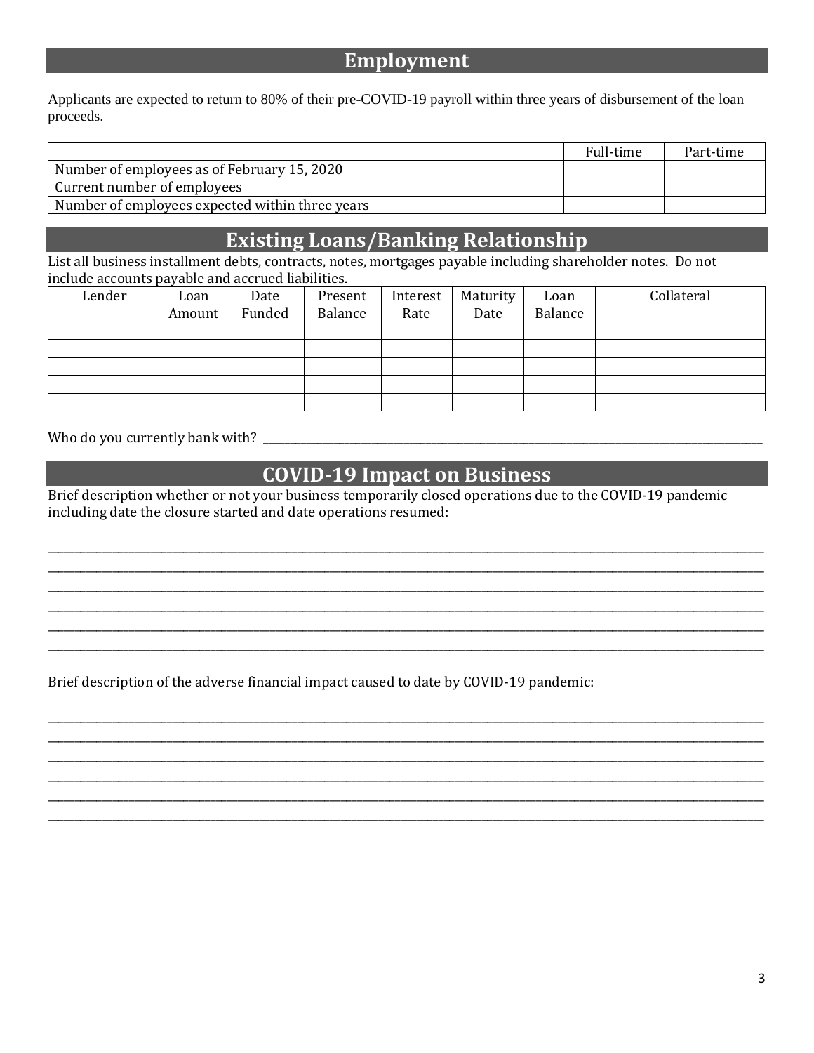## Employment

Applicants are expected to return to 80% of their pre-COVID-19 payroll within three years of disbursement of the loan proceeds.

| | Full-time | Part-time |
|---|---|---|
| Number of employees as of February 15, 2020 | | |
| Current number of employees | | |
| Number of employees expected within three years | | |

## Existing Loans/Banking Relationship

List all business installment debts, contracts, notes, mortgages payable including shareholder notes. Do not include accounts payable and accrued liabilities.

| Lender | Loan Amount | Date Funded | Present Balance | Interest Rate | Maturity Date | Loan Balance | Collateral |
|---|---|---|---|---|---|---|---|
| | | | | | | | |
| | | | | | | | |
| | | | | | | | |
| | | | | | | | |
| | | | | | | | |

Who do you currently bank with? ______________________________________________

## COVID-19 Impact on Business

Brief description whether or not your business temporarily closed operations due to the COVID-19 pandemic including date the closure started and date operations resumed:

______________________________________________
______________________________________________
______________________________________________
______________________________________________
______________________________________________
______________________________________________

Brief description of the adverse financial impact caused to date by COVID-19 pandemic:

______________________________________________
______________________________________________
______________________________________________
______________________________________________
______________________________________________
______________________________________________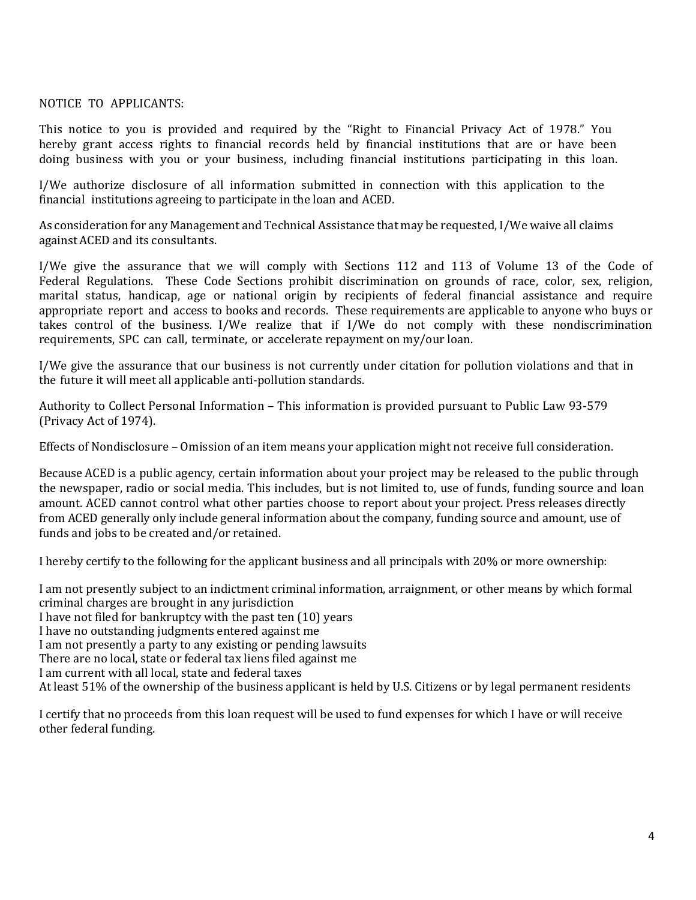NOTICE TO APPLICANTS:

This notice to you is provided and required by the "Right to Financial Privacy Act of 1978." You hereby grant access rights to financial records held by financial institutions that are or have been doing business with you or your business, including financial institutions participating in this loan.

I/We authorize disclosure of all information submitted in connection with this application to the financial institutions agreeing to participate in the loan and ACED.

As consideration for any Management and Technical Assistance that may be requested, I/We waive all claims against ACED and its consultants.

I/We give the assurance that we will comply with Sections 112 and 113 of Volume 13 of the Code of Federal Regulations. These Code Sections prohibit discrimination on grounds of race, color, sex, religion, marital status, handicap, age or national origin by recipients of federal financial assistance and require appropriate report and access to books and records. These requirements are applicable to anyone who buys or takes control of the business. I/We realize that if I/We do not comply with these nondiscrimination requirements, SPC can call, terminate, or accelerate repayment on my/our loan.

I/We give the assurance that our business is not currently under citation for pollution violations and that in the future it will meet all applicable anti-pollution standards.

Authority to Collect Personal Information – This information is provided pursuant to Public Law 93-579 (Privacy Act of 1974).

Effects of Nondisclosure – Omission of an item means your application might not receive full consideration.

Because ACED is a public agency, certain information about your project may be released to the public through the newspaper, radio or social media. This includes, but is not limited to, use of funds, funding source and loan amount. ACED cannot control what other parties choose to report about your project. Press releases directly from ACED generally only include general information about the company, funding source and amount, use of funds and jobs to be created and/or retained.

I hereby certify to the following for the applicant business and all principals with 20% or more ownership:

I am not presently subject to an indictment criminal information, arraignment, or other means by which formal criminal charges are brought in any jurisdiction
I have not filed for bankruptcy with the past ten (10) years
I have no outstanding judgments entered against me
I am not presently a party to any existing or pending lawsuits
There are no local, state or federal tax liens filed against me
I am current with all local, state and federal taxes
At least 51% of the ownership of the business applicant is held by U.S. Citizens or by legal permanent residents

I certify that no proceeds from this loan request will be used to fund expenses for which I have or will receive other federal funding.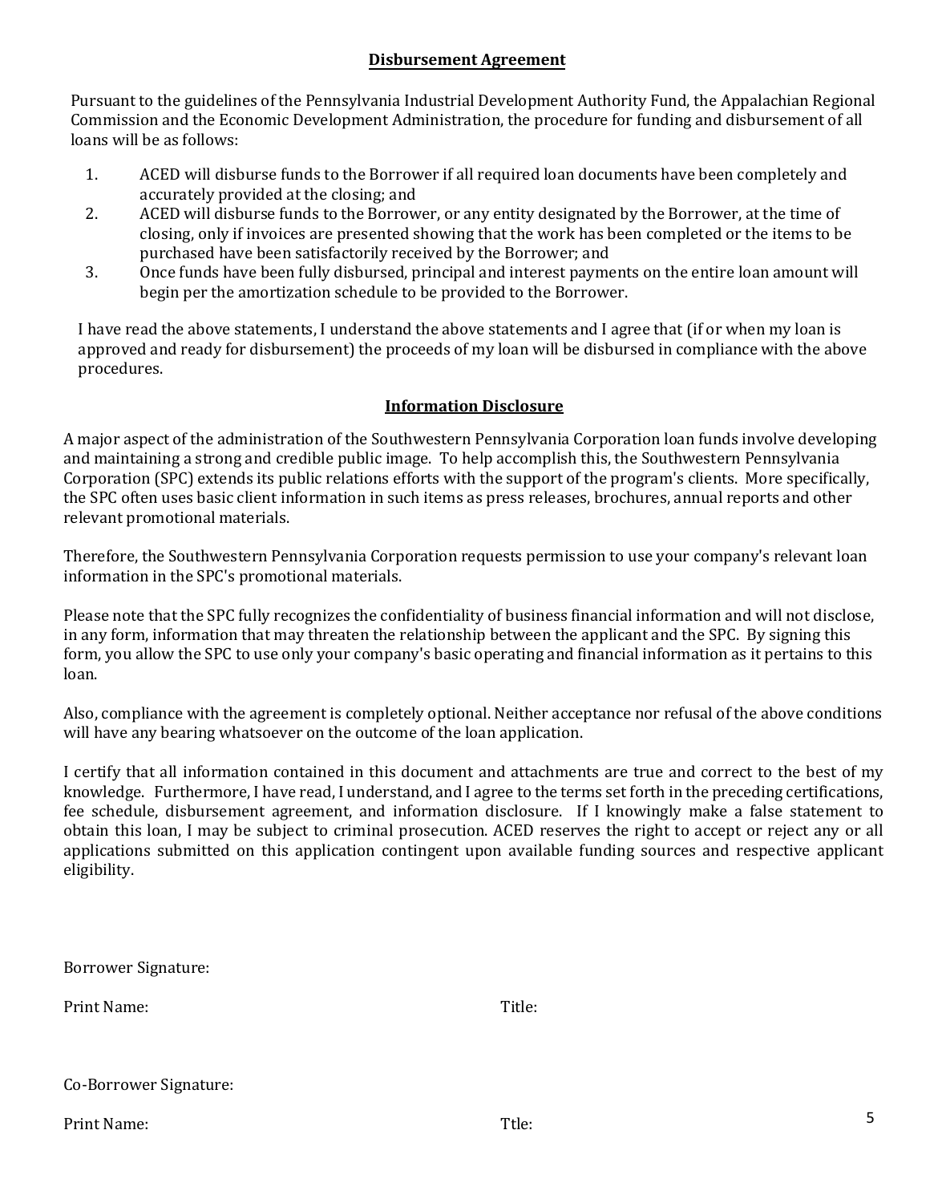## Disbursement Agreement

Pursuant to the guidelines of the Pennsylvania Industrial Development Authority Fund, the Appalachian Regional Commission and the Economic Development Administration, the procedure for funding and disbursement of all loans will be as follows:

1. ACED will disburse funds to the Borrower if all required loan documents have been completely and accurately provided at the closing; and
2. ACED will disburse funds to the Borrower, or any entity designated by the Borrower, at the time of closing, only if invoices are presented showing that the work has been completed or the items to be purchased have been satisfactorily received by the Borrower; and
3. Once funds have been fully disbursed, principal and interest payments on the entire loan amount will begin per the amortization schedule to be provided to the Borrower.

I have read the above statements, I understand the above statements and I agree that (if or when my loan is approved and ready for disbursement) the proceeds of my loan will be disbursed in compliance with the above procedures.

## Information Disclosure

A major aspect of the administration of the Southwestern Pennsylvania Corporation loan funds involve developing and maintaining a strong and credible public image. To help accomplish this, the Southwestern Pennsylvania Corporation (SPC) extends its public relations efforts with the support of the program's clients. More specifically, the SPC often uses basic client information in such items as press releases, brochures, annual reports and other relevant promotional materials.

Therefore, the Southwestern Pennsylvania Corporation requests permission to use your company's relevant loan information in the SPC's promotional materials.

Please note that the SPC fully recognizes the confidentiality of business financial information and will not disclose, in any form, information that may threaten the relationship between the applicant and the SPC. By signing this form, you allow the SPC to use only your company's basic operating and financial information as it pertains to this loan.

Also, compliance with the agreement is completely optional. Neither acceptance nor refusal of the above conditions will have any bearing whatsoever on the outcome of the loan application.

I certify that all information contained in this document and attachments are true and correct to the best of my knowledge. Furthermore, I have read, I understand, and I agree to the terms set forth in the preceding certifications, fee schedule, disbursement agreement, and information disclosure. If I knowingly make a false statement to obtain this loan, I may be subject to criminal prosecution. ACED reserves the right to accept or reject any or all applications submitted on this application contingent upon available funding sources and respective applicant eligibility.

Borrower Signature:

Print Name: Title:

Co-Borrower Signature:

Print Name: Ttle: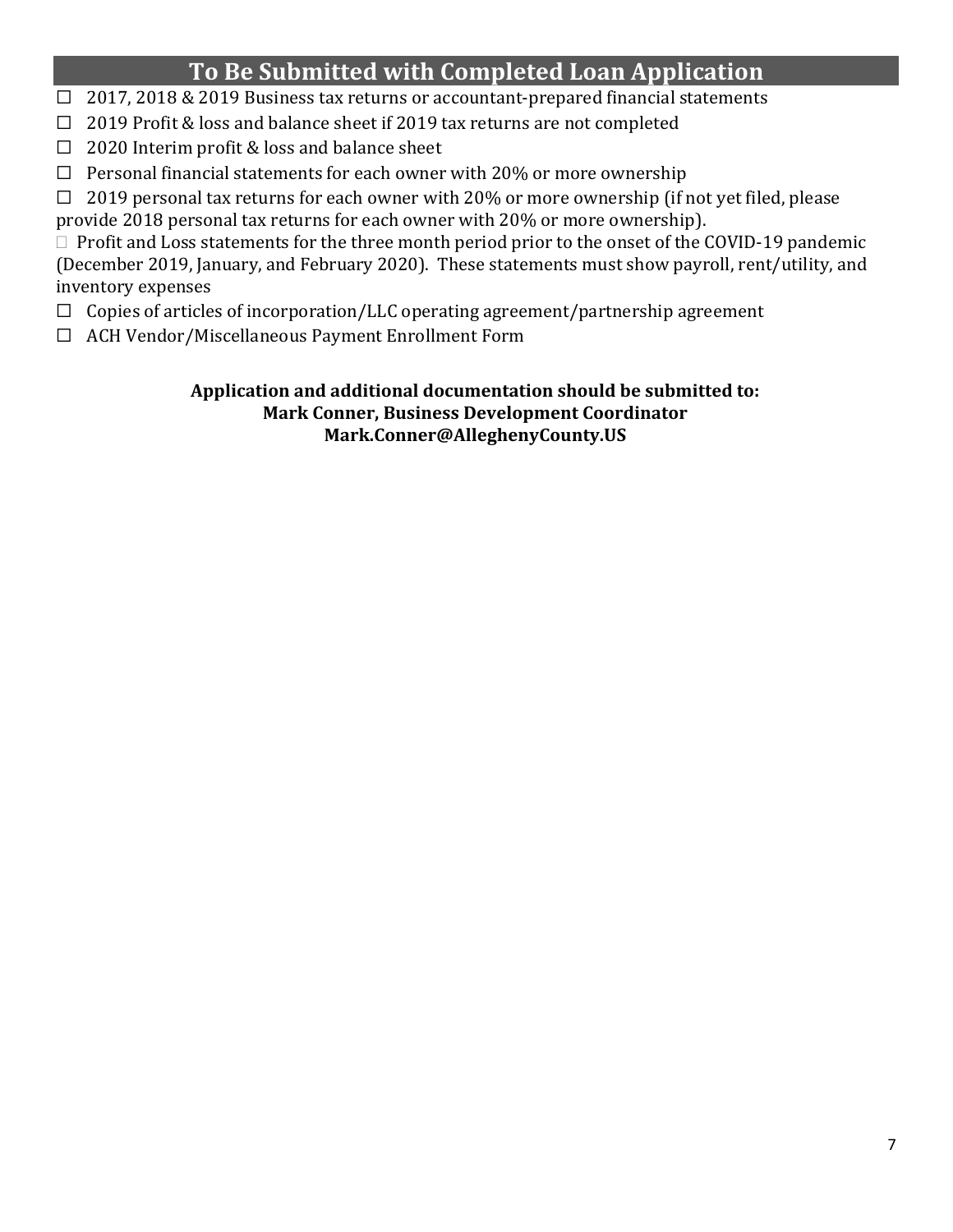## To Be Submitted with Completed Loan Application

- ☐ 2017, 2018 & 2019 Business tax returns or accountant-prepared financial statements
- ☐ 2019 Profit & loss and balance sheet if 2019 tax returns are not completed
- ☐ 2020 Interim profit & loss and balance sheet
- ☐ Personal financial statements for each owner with 20% or more ownership
- ☐ 2019 personal tax returns for each owner with 20% or more ownership (if not yet filed, please provide 2018 personal tax returns for each owner with 20% or more ownership).
- ☐ Profit and Loss statements for the three month period prior to the onset of the COVID-19 pandemic (December 2019, January, and February 2020). These statements must show payroll, rent/utility, and inventory expenses
- ☐ Copies of articles of incorporation/LLC operating agreement/partnership agreement
- ☐ ACH Vendor/Miscellaneous Payment Enrollment Form

**Application and additional documentation should be submitted to:**
**Mark Conner, Business Development Coordinator**
**Mark.Conner@AlleghenyCounty.US**